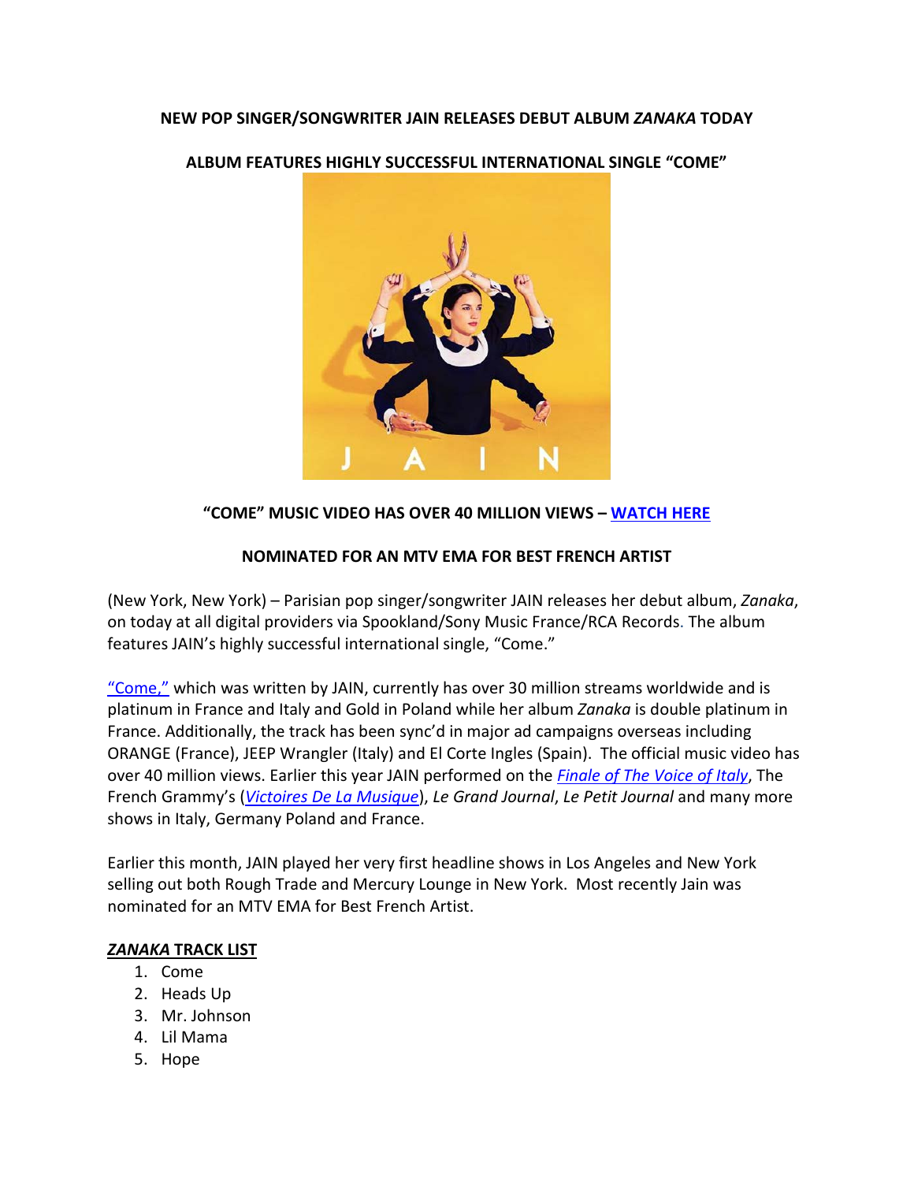**NEW POP SINGER/SONGWRITER JAIN RELEASES DEBUT ALBUM *ZANAKA* TODAY**

**ALBUM FEATURES HIGHLY SUCCESSFUL INTERNATIONAL SINGLE "COME"**

**"COME" MUSIC VIDEO HAS OVER 40 MILLION VIEWS – WATCH HERE**

**NOMINATED FOR AN MTV EMA FOR BEST FRENCH ARTIST**

(New York, New York) – Parisian pop singer/songwriter JAIN releases her debut album, *Zanaka*, on today at all digital providers via Spookland/Sony Music France/RCA Records. The album features JAIN's highly successful international single, "Come."

"Come," which was written by JAIN, currently has over 30 million streams worldwide and is platinum in France and Italy and Gold in Poland while her album *Zanaka* is double platinum in France. Additionally, the track has been sync'd in major ad campaigns overseas including ORANGE (France), JEEP Wrangler (Italy) and El Corte Ingles (Spain). The official music video has over 40 million views. Earlier this year JAIN performed on the *Finale of The Voice of Italy*, The French Grammy's (*Victoires De La Musique*), *Le Grand Journal*, *Le Petit Journal* and many more shows in Italy, Germany Poland and France.

Earlier this month, JAIN played her very first headline shows in Los Angeles and New York selling out both Rough Trade and Mercury Lounge in New York. Most recently Jain was nominated for an MTV EMA for Best French Artist.

***ZANAKA* TRACK LIST**

1. Come
2. Heads Up
3. Mr. Johnson
4. Lil Mama
5. Hope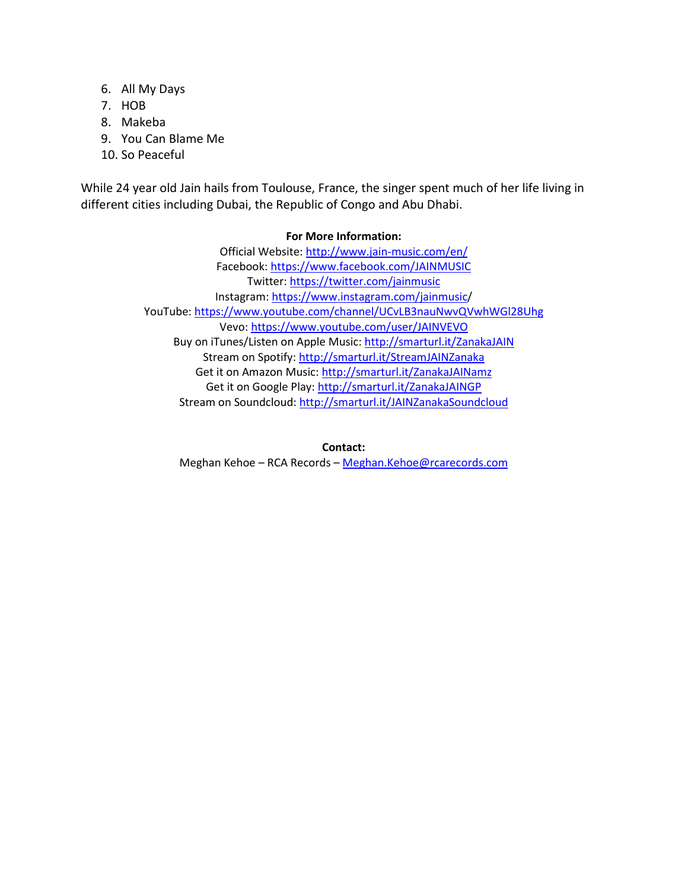6. All My Days
7. HOB
8. Makeba
9. You Can Blame Me
10. So Peaceful

While 24 year old Jain hails from Toulouse, France, the singer spent much of her life living in different cities including Dubai, the Republic of Congo and Abu Dhabi.

**For More Information:**

Official Website: http://www.jain-music.com/en/
Facebook: https://www.facebook.com/JAINMUSIC
Twitter: https://twitter.com/jainmusic
Instagram: https://www.instagram.com/jainmusic/
YouTube: https://www.youtube.com/channel/UCvLB3nauNwvQVwhWGl28Uhg
Vevo: https://www.youtube.com/user/JAINVEVO
Buy on iTunes/Listen on Apple Music: http://smarturl.it/ZanakaJAIN
Stream on Spotify: http://smarturl.it/StreamJAINZanaka
Get it on Amazon Music: http://smarturl.it/ZanakaJAINamz
Get it on Google Play: http://smarturl.it/ZanakaJAINGP
Stream on Soundcloud: http://smarturl.it/JAINZanakaSoundcloud

**Contact:**

Meghan Kehoe – RCA Records – Meghan.Kehoe@rcarecords.com